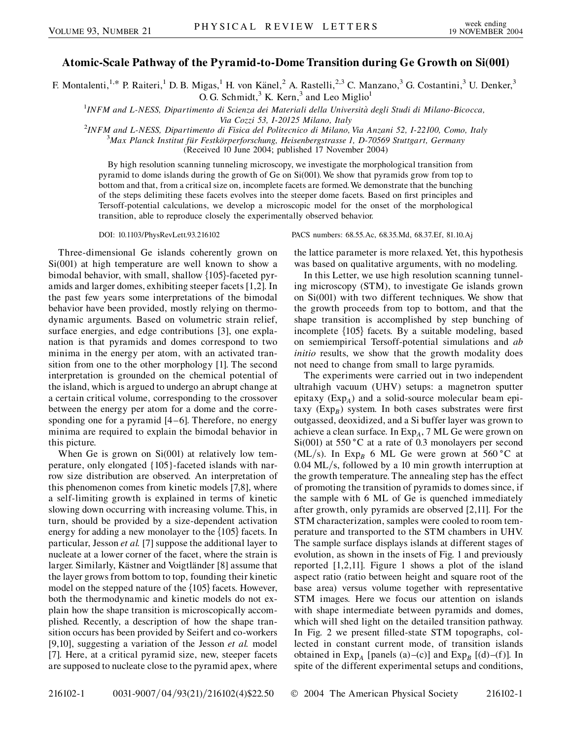# Atomic-Scale Pathway of the Pyramid-to-Dome Transition during Ge Growth on Si(001)

F. Montalenti,[1,*] P. Raiteri,[1] D. B. Migas,[1] H. von Känel,[2] A. Rastelli,[2,3] C. Manzano,[3] G. Costantini,[3] U. Denker,[3] O. G. Schmidt,[3] K. Kern,[3] and Leo Miglio[1]

[1]*INFM and L-NESS, Dipartimento di Scienza dei Materiali della Università degli Studi di Milano-Bicocca, Via Cozzi 53, I-20125 Milano, Italy*

[2]*INFM and L-NESS, Dipartimento di Fisica del Politecnico di Milano, Via Anzani 52, I-22100, Como, Italy*

[3]*Max Planck Institut für Festkörperforschung, Heisenbergstrasse 1, D-70569 Stuttgart, Germany*

(Received 10 June 2004; published 17 November 2004)

By high resolution scanning tunneling microscopy, we investigate the morphological transition from pyramid to dome islands during the growth of Ge on Si(001). We show that pyramids grow from top to bottom and that, from a critical size on, incomplete facets are formed. We demonstrate that the bunching of the steps delimiting these facets evolves into the steeper dome facets. Based on first principles and Tersoff-potential calculations, we develop a microscopic model for the onset of the morphological transition, able to reproduce closely the experimentally observed behavior.

DOI: 10.1103/PhysRevLett.93.216102 PACS numbers: 68.55.Ac, 68.35.Md, 68.37.Ef, 81.10.Aj

Three-dimensional Ge islands coherently grown on Si(001) at high temperature are well known to show a bimodal behavior, with small, shallow {105}-faceted pyramids and larger domes, exhibiting steeper facets [1,2]. In the past few years some interpretations of the bimodal behavior have been provided, mostly relying on thermodynamic arguments. Based on volumetric strain relief, surface energies, and edge contributions [3], one explanation is that pyramids and domes correspond to two minima in the energy per atom, with an activated transition from one to the other morphology [1]. The second interpretation is grounded on the chemical potential of the island, which is argued to undergo an abrupt change at a certain critical volume, corresponding to the crossover between the energy per atom for a dome and the corresponding one for a pyramid [4–6]. Therefore, no energy minima are required to explain the bimodal behavior in this picture.

When Ge is grown on Si(001) at relatively low temperature, only elongated {105}-faceted islands with narrow size distribution are observed. An interpretation of this phenomenon comes from kinetic models [7,8], where a self-limiting growth is explained in terms of kinetic slowing down occurring with increasing volume. This, in turn, should be provided by a size-dependent activation energy for adding a new monolayer to the {105} facets. In particular, Jesson *et al.* [7] suppose the additional layer to nucleate at a lower corner of the facet, where the strain is larger. Similarly, Kästner and Voigtländer [8] assume that the layer grows from bottom to top, founding their kinetic model on the stepped nature of the {105} facets. However, both the thermodynamic and kinetic models do not explain how the shape transition is microscopically accomplished. Recently, a description of how the shape transition occurs has been provided by Seifert and co-workers [9,10], suggesting a variation of the Jesson *et al.* model [7]. Here, at a critical pyramid size, new, steeper facets are supposed to nucleate close to the pyramid apex, where the lattice parameter is more relaxed. Yet, this hypothesis was based on qualitative arguments, with no modeling.

In this Letter, we use high resolution scanning tunneling microscopy (STM), to investigate Ge islands grown on Si(001) with two different techniques. We show that the growth proceeds from top to bottom, and that the shape transition is accomplished by step bunching of incomplete {105} facets. By a suitable modeling, based on semiempirical Tersoff-potential simulations and *ab initio* results, we show that the growth modality does not need to change from small to large pyramids.

The experiments were carried out in two independent ultrahigh vacuum (UHV) setups: a magnetron sputter epitaxy ($\text{Exp}_A$) and a solid-source molecular beam epitaxy ($\text{Exp}_B$) system. In both cases substrates were first outgassed, deoxidized, and a Si buffer layer was grown to achieve a clean surface. In $\text{Exp}_A$, 7 ML Ge were grown on Si(001) at 550 °C at a rate of 0.3 monolayers per second (ML/s). In $\text{Exp}_B$ 6 ML Ge were grown at 560 °C at 0.04 ML/s, followed by a 10 min growth interruption at the growth temperature. The annealing step has the effect of promoting the transition of pyramids to domes since, if the sample with 6 ML of Ge is quenched immediately after growth, only pyramids are observed [2,11]. For the STM characterization, samples were cooled to room temperature and transported to the STM chambers in UHV. The sample surface displays islands at different stages of evolution, as shown in the insets of Fig. 1 and previously reported [1,2,11]. Figure 1 shows a plot of the island aspect ratio (ratio between height and square root of the base area) versus volume together with representative STM images. Here we focus our attention on islands with shape intermediate between pyramids and domes, which will shed light on the detailed transition pathway. In Fig. 2 we present filled-state STM topographs, collected in constant current mode, of transition islands obtained in $\text{Exp}_A$ [panels (a)–(c)] and $\text{Exp}_B$ [(d)–(f)]. In spite of the different experimental setups and conditions,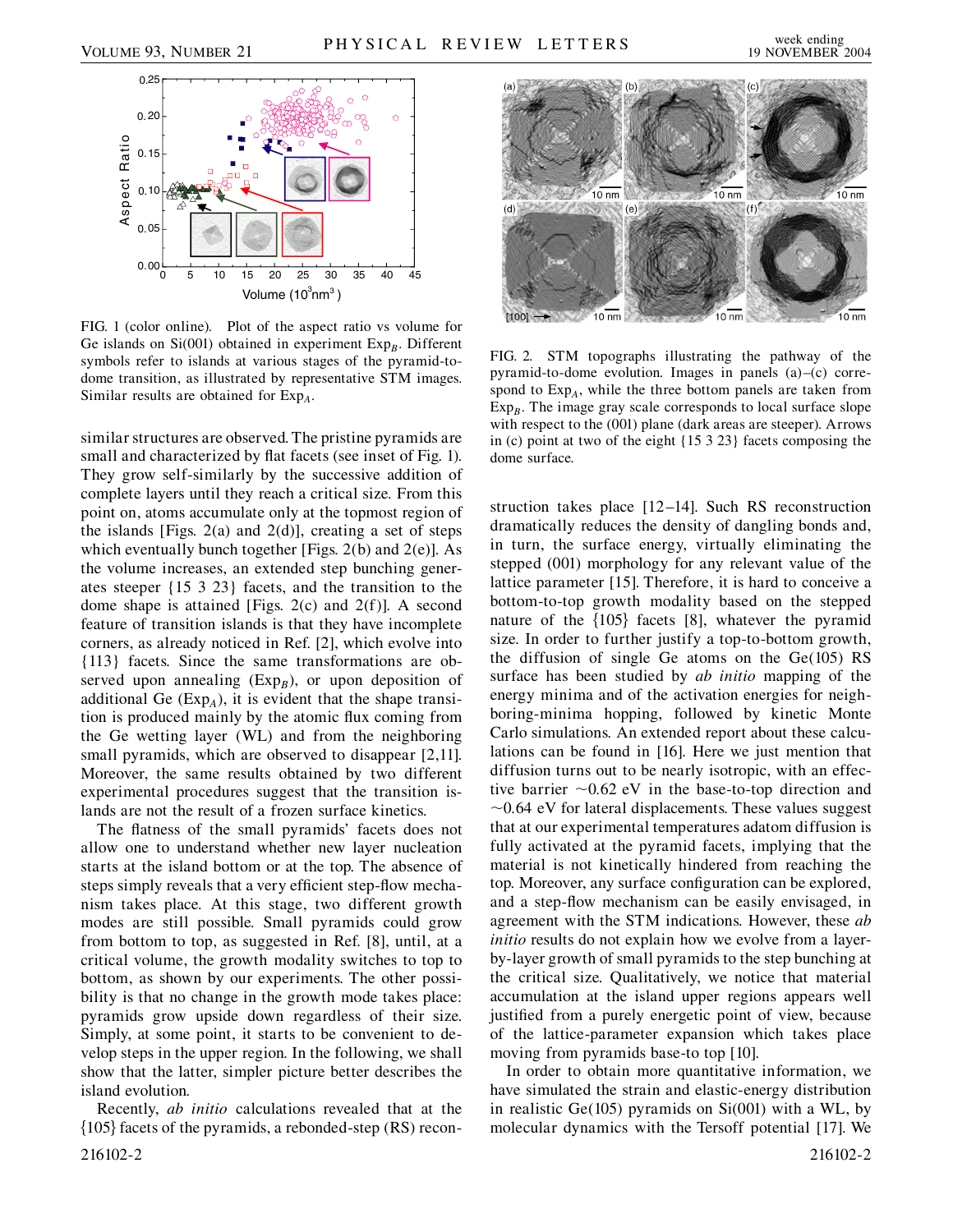FIG. 1 (color online). Plot of the aspect ratio vs volume for Ge islands on Si(001) obtained in experiment $Exp_B$. Different symbols refer to islands at various stages of the pyramid-to-dome transition, as illustrated by representative STM images. Similar results are obtained for $Exp_A$.

FIG. 2. STM topographs illustrating the pathway of the pyramid-to-dome evolution. Images in panels (a)–(c) correspond to $Exp_A$, while the three bottom panels are taken from $Exp_B$. The image gray scale corresponds to local surface slope with respect to the (001) plane (dark areas are steeper). Arrows in (c) point at two of the eight {15 3 23} facets composing the dome surface.

similar structures are observed. The pristine pyramids are small and characterized by flat facets (see inset of Fig. 1). They grow self-similarly by the successive addition of complete layers until they reach a critical size. From this point on, atoms accumulate only at the topmost region of the islands [Figs. 2(a) and 2(d)], creating a set of steps which eventually bunch together [Figs. 2(b) and 2(e)]. As the volume increases, an extended step bunching generates steeper {15 3 23} facets, and the transition to the dome shape is attained [Figs. 2(c) and 2(f)]. A second feature of transition islands is that they have incomplete corners, as already noticed in Ref. [2], which evolve into {113} facets. Since the same transformations are observed upon annealing ($Exp_B$), or upon deposition of additional Ge ($Exp_A$), it is evident that the shape transition is produced mainly by the atomic flux coming from the Ge wetting layer (WL) and from the neighboring small pyramids, which are observed to disappear [2,11]. Moreover, the same results obtained by two different experimental procedures suggest that the transition islands are not the result of a frozen surface kinetics.

The flatness of the small pyramids' facets does not allow one to understand whether new layer nucleation starts at the island bottom or at the top. The absence of steps simply reveals that a very efficient step-flow mechanism takes place. At this stage, two different growth modes are still possible. Small pyramids could grow from bottom to top, as suggested in Ref. [8], until, at a critical volume, the growth modality switches to top to bottom, as shown by our experiments. The other possibility is that no change in the growth mode takes place: pyramids grow upside down regardless of their size. Simply, at some point, it starts to be convenient to develop steps in the upper region. In the following, we shall show that the latter, simpler picture better describes the island evolution.

Recently, *ab initio* calculations revealed that at the {105} facets of the pyramids, a rebonded-step (RS) reconstruction takes place [12–14]. Such RS reconstruction dramatically reduces the density of dangling bonds and, in turn, the surface energy, virtually eliminating the stepped (001) morphology for any relevant value of the lattice parameter [15]. Therefore, it is hard to conceive a bottom-to-top growth modality based on the stepped nature of the {105} facets [8], whatever the pyramid size. In order to further justify a top-to-bottom growth, the diffusion of single Ge atoms on the Ge(105) RS surface has been studied by *ab initio* mapping of the energy minima and of the activation energies for neighboring-minima hopping, followed by kinetic Monte Carlo simulations. An extended report about these calculations can be found in [16]. Here we just mention that diffusion turns out to be nearly isotropic, with an effective barrier $\sim$0.62 eV in the base-to-top direction and $\sim$0.64 eV for lateral displacements. These values suggest that at our experimental temperatures adatom diffusion is fully activated at the pyramid facets, implying that the material is not kinetically hindered from reaching the top. Moreover, any surface configuration can be explored, and a step-flow mechanism can be easily envisaged, in agreement with the STM indications. However, these *ab initio* results do not explain how we evolve from a layer-by-layer growth of small pyramids to the step bunching at the critical size. Qualitatively, we notice that material accumulation at the island upper regions appears well justified from a purely energetic point of view, because of the lattice-parameter expansion which takes place moving from pyramids base-to top [10].

In order to obtain more quantitative information, we have simulated the strain and elastic-energy distribution in realistic Ge(105) pyramids on Si(001) with a WL, by molecular dynamics with the Tersoff potential [17]. We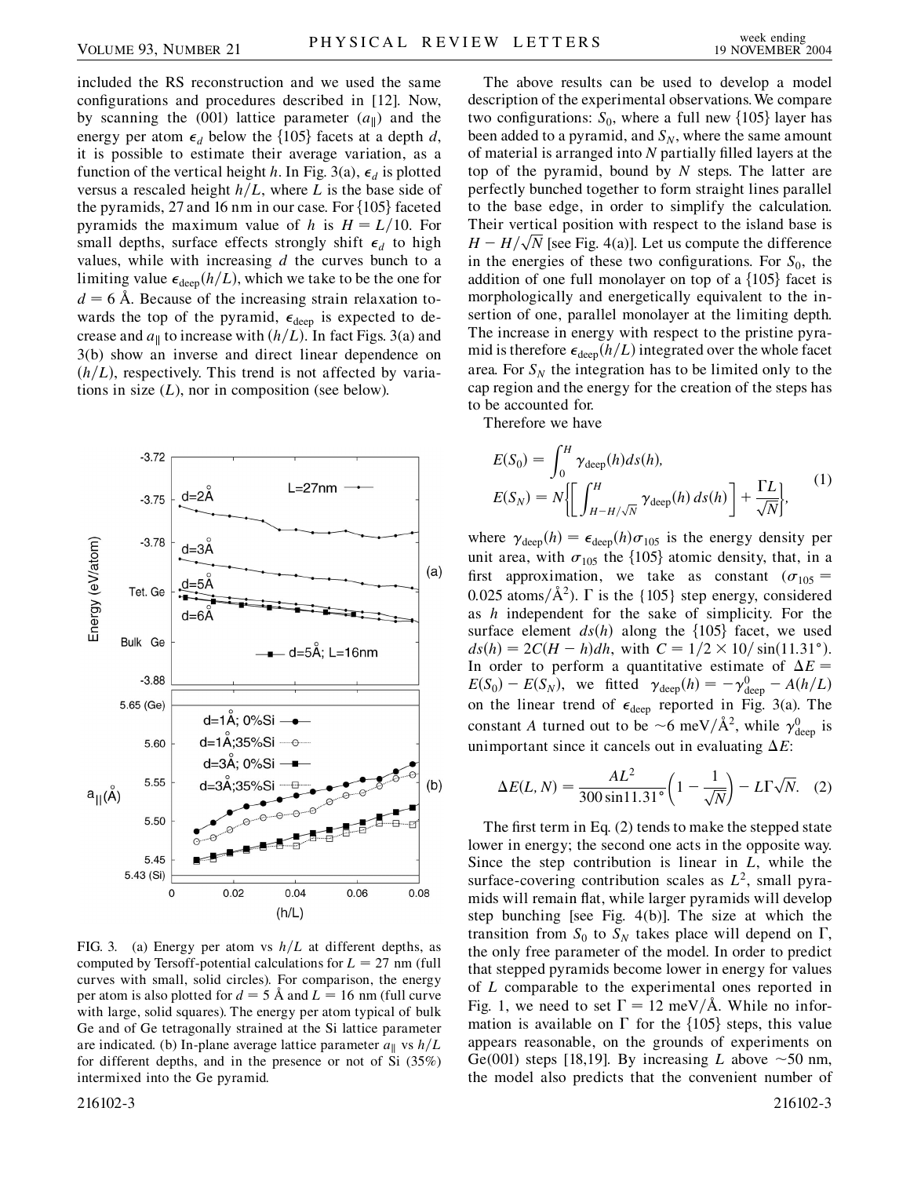included the RS reconstruction and we used the same configurations and procedures described in [12]. Now, by scanning the (001) lattice parameter ($a_\parallel$) and the energy per atom $\epsilon_d$ below the {105} facets at a depth $d$, it is possible to estimate their average variation, as a function of the vertical height $h$. In Fig. 3(a), $\epsilon_d$ is plotted versus a rescaled height $h/L$, where $L$ is the base side of the pyramids, 27 and 16 nm in our case. For {105} faceted pyramids the maximum value of $h$ is $H = L/10$. For small depths, surface effects strongly shift $\epsilon_d$ to high values, while with increasing $d$ the curves bunch to a limiting value $\epsilon_{\rm deep}(h/L)$, which we take to be the one for $d = 6$ Å. Because of the increasing strain relaxation towards the top of the pyramid, $\epsilon_{\rm deep}$ is expected to decrease and $a_\parallel$ to increase with $(h/L)$. In fact Figs. 3(a) and 3(b) show an inverse and direct linear dependence on $(h/L)$, respectively. This trend is not affected by variations in size ($L$), nor in composition (see below).

FIG. 3. (a) Energy per atom vs $h/L$ at different depths, as computed by Tersoff-potential calculations for $L = 27$ nm (full curves with small, solid circles). For comparison, the energy per atom is also plotted for $d = 5$ Å and $L = 16$ nm (full curve with large, solid squares). The energy per atom typical of bulk Ge and of Ge tetragonally strained at the Si lattice parameter are indicated. (b) In-plane average lattice parameter $a_\parallel$ vs $h/L$ for different depths, and in the presence or not of Si (35%) intermixed into the Ge pyramid.

The above results can be used to develop a model description of the experimental observations. We compare two configurations: $S_0$, where a full new {105} layer has been added to a pyramid, and $S_N$, where the same amount of material is arranged into $N$ partially filled layers at the top of the pyramid, bound by $N$ steps. The latter are perfectly bunched together to form straight lines parallel to the base edge, in order to simplify the calculation. Their vertical position with respect to the island base is $H - H/\sqrt{N}$ [see Fig. 4(a)]. Let us compute the difference in the energies of these two configurations. For $S_0$, the addition of one full monolayer on top of a {105} facet is morphologically and energetically equivalent to the insertion of one, parallel monolayer at the limiting depth. The increase in energy with respect to the pristine pyramid is therefore $\epsilon_{\rm deep}(h/L)$ integrated over the whole facet area. For $S_N$ the integration has to be limited only to the cap region and the energy for the creation of the steps has to be accounted for.

Therefore we have

$$E(S_0) = \int_0^H \gamma_{\rm deep}(h) ds(h),$$
$$E(S_N) = N\left\{\left[\int_{H-H/\sqrt{N}}^{H} \gamma_{\rm deep}(h)\, ds(h)\right] + \frac{\Gamma L}{\sqrt{N}}\right\}, \tag{1}$$

where $\gamma_{\rm deep}(h) = \epsilon_{\rm deep}(h)\sigma_{105}$ is the energy density per unit area, with $\sigma_{105}$ the {105} atomic density, that, in a first approximation, we take as constant ($\sigma_{105} = 0.025$ atoms/Å$^2$). $\Gamma$ is the {105} step energy, considered as $h$ independent for the sake of simplicity. For the surface element $ds(h)$ along the {105} facet, we used $ds(h) = 2C(H - h)dh$, with $C = 1/2 \times 10/\sin(11.31°)$. In order to perform a quantitative estimate of $\Delta E = E(S_0) - E(S_N)$, we fitted $\gamma_{\rm deep}(h) = -\gamma^0_{\rm deep} - A(h/L)$ on the linear trend of $\epsilon_{\rm deep}$ reported in Fig. 3(a). The constant $A$ turned out to be $\sim$6 meV/Å$^2$, while $\gamma^0_{\rm deep}$ is unimportant since it cancels out in evaluating $\Delta E$:

$$\Delta E(L, N) = \frac{AL^2}{300 \sin 11.31°}\left(1 - \frac{1}{\sqrt{N}}\right) - L\Gamma\sqrt{N}. \tag{2}$$

The first term in Eq. (2) tends to make the stepped state lower in energy; the second one acts in the opposite way. Since the step contribution is linear in $L$, while the surface-covering contribution scales as $L^2$, small pyramids will remain flat, while larger pyramids will develop step bunching [see Fig. 4(b)]. The size at which the transition from $S_0$ to $S_N$ takes place will depend on $\Gamma$, the only free parameter of the model. In order to predict that stepped pyramids become lower in energy for values of $L$ comparable to the experimental ones reported in Fig. 1, we need to set $\Gamma = 12$ meV/Å. While no information is available on $\Gamma$ for the {105} steps, this value appears reasonable, on the grounds of experiments on Ge(001) steps [18,19]. By increasing $L$ above $\sim$50 nm, the model also predicts that the convenient number of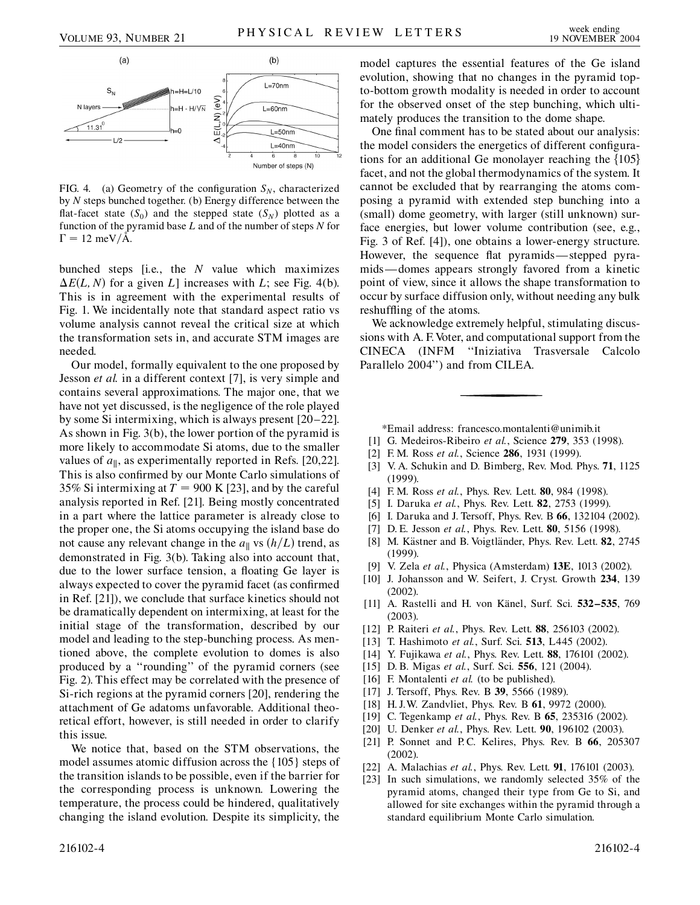(a)

$S_N$

N layers

$h=H=L/10$

$h=H - H/\sqrt{N}$

$11.31^0$

$h=0$

L/2

(b)

L=70nm

L=60nm

L=50nm

L=40nm

$\Delta E(L,N)$ (eV)

Number of steps (N)

FIG. 4. (a) Geometry of the configuration $S_N$, characterized by $N$ steps bunched together. (b) Energy difference between the flat-facet state ($S_0$) and the stepped state ($S_N$) plotted as a function of the pyramid base $L$ and of the number of steps $N$ for $\Gamma = 12$ meV/Å.

bunched steps [i.e., the $N$ value which maximizes $\Delta E(L, N)$ for a given $L$] increases with $L$; see Fig. 4(b). This is in agreement with the experimental results of Fig. 1. We incidentally note that standard aspect ratio vs volume analysis cannot reveal the critical size at which the transformation sets in, and accurate STM images are needed.

Our model, formally equivalent to the one proposed by Jesson *et al.* in a different context [7], is very simple and contains several approximations. The major one, that we have not yet discussed, is the negligence of the role played by some Si intermixing, which is always present [20–22]. As shown in Fig. 3(b), the lower portion of the pyramid is more likely to accommodate Si atoms, due to the smaller values of $a_{\parallel}$, as experimentally reported in Refs. [20,22]. This is also confirmed by our Monte Carlo simulations of 35% Si intermixing at $T = 900$ K [23], and by the careful analysis reported in Ref. [21]. Being mostly concentrated in a part where the lattice parameter is already close to the proper one, the Si atoms occupying the island base do not cause any relevant change in the $a_{\parallel}$ vs $(h/L)$ trend, as demonstrated in Fig. 3(b). Taking also into account that, due to the lower surface tension, a floating Ge layer is always expected to cover the pyramid facet (as confirmed in Ref. [21]), we conclude that surface kinetics should not be dramatically dependent on intermixing, at least for the initial stage of the transformation, described by our model and leading to the step-bunching process. As mentioned above, the complete evolution to domes is also produced by a "rounding" of the pyramid corners (see Fig. 2). This effect may be correlated with the presence of Si-rich regions at the pyramid corners [20], rendering the attachment of Ge adatoms unfavorable. Additional theoretical effort, however, is still needed in order to clarify this issue.

We notice that, based on the STM observations, the model assumes atomic diffusion across the {105} steps of the transition islands to be possible, even if the barrier for the corresponding process is unknown. Lowering the temperature, the process could be hindered, qualitatively changing the island evolution. Despite its simplicity, the model captures the essential features of the Ge island evolution, showing that no changes in the pyramid top-to-bottom growth modality is needed in order to account for the observed onset of the step bunching, which ultimately produces the transition to the dome shape.

One final comment has to be stated about our analysis: the model considers the energetics of different configurations for an additional Ge monolayer reaching the {105} facet, and not the global thermodynamics of the system. It cannot be excluded that by rearranging the atoms composing a pyramid with extended step bunching into a (small) dome geometry, with larger (still unknown) surface energies, but lower volume contribution (see, e.g., Fig. 3 of Ref. [4]), one obtains a lower-energy structure. However, the sequence flat pyramids—stepped pyramids—domes appears strongly favored from a kinetic point of view, since it allows the shape transformation to occur by surface diffusion only, without needing any bulk reshuffling of the atoms.

We acknowledge extremely helpful, stimulating discussions with A. F. Voter, and computational support from the CINECA (INFM "Iniziativa Trasversale Calcolo Parallelo 2004") and from CILEA.

---

*Email address: francesco.montalenti@unimib.it

[1] G. Medeiros-Ribeiro *et al.*, Science **279**, 353 (1998).
[2] F. M. Ross *et al.*, Science **286**, 1931 (1999).
[3] V. A. Schukin and D. Bimberg, Rev. Mod. Phys. **71**, 1125 (1999).
[4] F. M. Ross *et al.*, Phys. Rev. Lett. **80**, 984 (1998).
[5] I. Daruka *et al.*, Phys. Rev. Lett. **82**, 2753 (1999).
[6] I. Daruka and J. Tersoff, Phys. Rev. B **66**, 132104 (2002).
[7] D. E. Jesson *et al.*, Phys. Rev. Lett. **80**, 5156 (1998).
[8] M. Kästner and B. Voigtländer, Phys. Rev. Lett. **82**, 2745 (1999).
[9] V. Zela *et al.*, Physica (Amsterdam) **13E**, 1013 (2002).
[10] J. Johansson and W. Seifert, J. Cryst. Growth **234**, 139 (2002).
[11] A. Rastelli and H. von Känel, Surf. Sci. **532–535**, 769 (2003).
[12] P. Raiteri *et al.*, Phys. Rev. Lett. **88**, 256103 (2002).
[13] T. Hashimoto *et al.*, Surf. Sci. **513**, L445 (2002).
[14] Y. Fujikawa *et al.*, Phys. Rev. Lett. **88**, 176101 (2002).
[15] D. B. Migas *et al.*, Surf. Sci. **556**, 121 (2004).
[16] F. Montalenti *et al.* (to be published).
[17] J. Tersoff, Phys. Rev. B **39**, 5566 (1989).
[18] H. J. W. Zandvliet, Phys. Rev. B **61**, 9972 (2000).
[19] C. Tegenkamp *et al.*, Phys. Rev. B **65**, 235316 (2002).
[20] U. Denker *et al.*, Phys. Rev. Lett. **90**, 196102 (2003).
[21] P. Sonnet and P. C. Kelires, Phys. Rev. B **66**, 205307 (2002).
[22] A. Malachias *et al.*, Phys. Rev. Lett. **91**, 176101 (2003).
[23] In such simulations, we randomly selected 35% of the pyramid atoms, changed their type from Ge to Si, and allowed for site exchanges within the pyramid through a standard equilibrium Monte Carlo simulation.